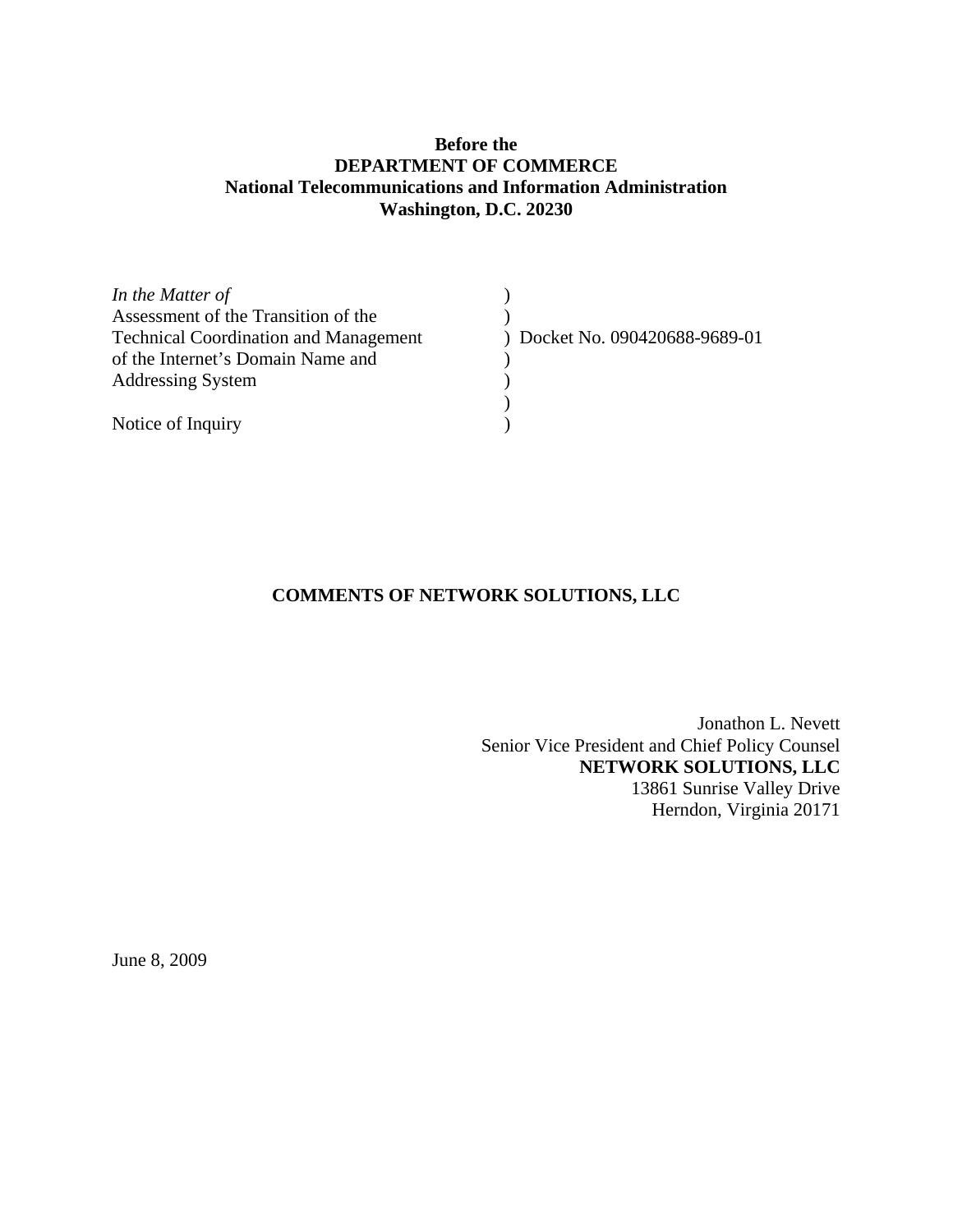**Before the**
**DEPARTMENT OF COMMERCE**
**National Telecommunications and Information Administration**
**Washington, D.C. 20230**

| | | |
|---|---|---|
| *In the Matter of* | ) | |
| Assessment of the Transition of the | ) | |
| Technical Coordination and Management | ) | Docket No. 090420688-9689-01 |
| of the Internet's Domain Name and | ) | |
| Addressing System | ) | |
| | ) | |
| Notice of Inquiry | ) | |

# COMMENTS OF NETWORK SOLUTIONS, LLC

Jonathon L. Nevett
Senior Vice President and Chief Policy Counsel
**NETWORK SOLUTIONS, LLC**
13861 Sunrise Valley Drive
Herndon, Virginia 20171

June 8, 2009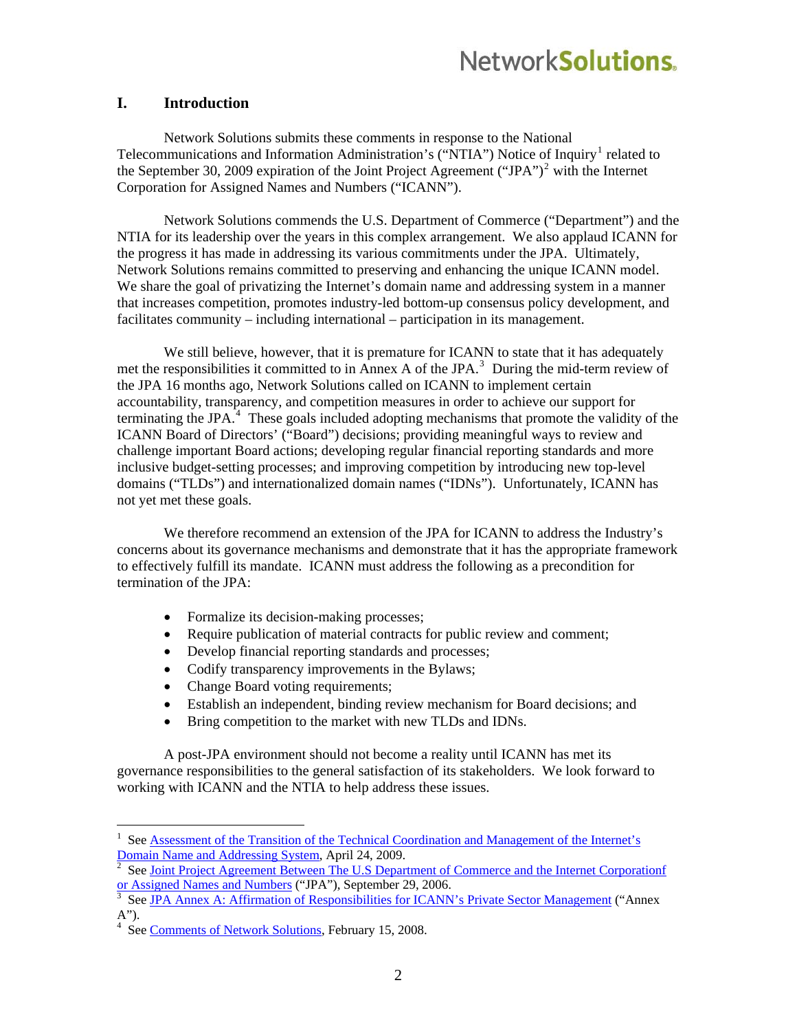## I. Introduction

Network Solutions submits these comments in response to the National Telecommunications and Information Administration's ("NTIA") Notice of Inquiry[1] related to the September 30, 2009 expiration of the Joint Project Agreement ("JPA")[2] with the Internet Corporation for Assigned Names and Numbers ("ICANN").

Network Solutions commends the U.S. Department of Commerce ("Department") and the NTIA for its leadership over the years in this complex arrangement. We also applaud ICANN for the progress it has made in addressing its various commitments under the JPA. Ultimately, Network Solutions remains committed to preserving and enhancing the unique ICANN model. We share the goal of privatizing the Internet's domain name and addressing system in a manner that increases competition, promotes industry-led bottom-up consensus policy development, and facilitates community – including international – participation in its management.

We still believe, however, that it is premature for ICANN to state that it has adequately met the responsibilities it committed to in Annex A of the JPA.[3] During the mid-term review of the JPA 16 months ago, Network Solutions called on ICANN to implement certain accountability, transparency, and competition measures in order to achieve our support for terminating the JPA.[4] These goals included adopting mechanisms that promote the validity of the ICANN Board of Directors' ("Board") decisions; providing meaningful ways to review and challenge important Board actions; developing regular financial reporting standards and more inclusive budget-setting processes; and improving competition by introducing new top-level domains ("TLDs") and internationalized domain names ("IDNs"). Unfortunately, ICANN has not yet met these goals.

We therefore recommend an extension of the JPA for ICANN to address the Industry's concerns about its governance mechanisms and demonstrate that it has the appropriate framework to effectively fulfill its mandate. ICANN must address the following as a precondition for termination of the JPA:

- Formalize its decision-making processes;
- Require publication of material contracts for public review and comment;
- Develop financial reporting standards and processes;
- Codify transparency improvements in the Bylaws;
- Change Board voting requirements;
- Establish an independent, binding review mechanism for Board decisions; and
- Bring competition to the market with new TLDs and IDNs.

A post-JPA environment should not become a reality until ICANN has met its governance responsibilities to the general satisfaction of its stakeholders. We look forward to working with ICANN and the NTIA to help address these issues.

---

[1] See Assessment of the Transition of the Technical Coordination and Management of the Internet's Domain Name and Addressing System, April 24, 2009.

[2] See Joint Project Agreement Between The U.S Department of Commerce and the Internet Corporationf or Assigned Names and Numbers ("JPA"), September 29, 2006.

[3] See JPA Annex A: Affirmation of Responsibilities for ICANN's Private Sector Management ("Annex A").

[4] See Comments of Network Solutions, February 15, 2008.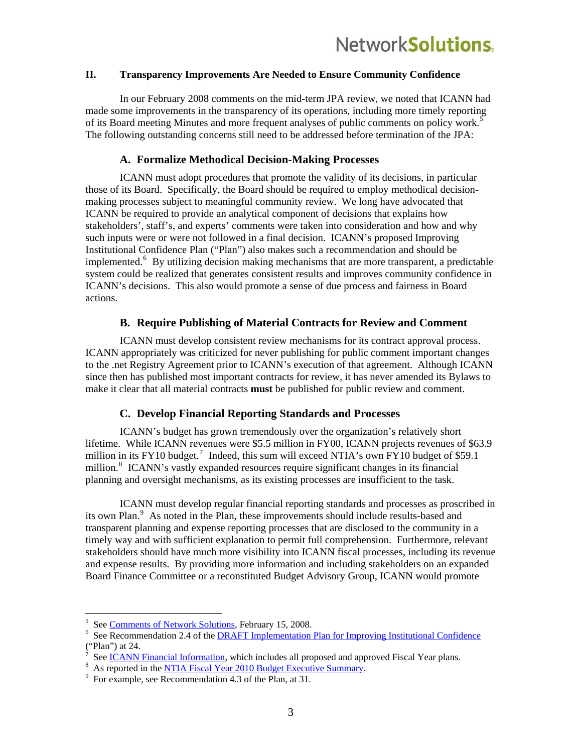## II. Transparency Improvements Are Needed to Ensure Community Confidence

In our February 2008 comments on the mid-term JPA review, we noted that ICANN had made some improvements in the transparency of its operations, including more timely reporting of its Board meeting Minutes and more frequent analyses of public comments on policy work.[5] The following outstanding concerns still need to be addressed before termination of the JPA:

### A. Formalize Methodical Decision-Making Processes

ICANN must adopt procedures that promote the validity of its decisions, in particular those of its Board. Specifically, the Board should be required to employ methodical decision-making processes subject to meaningful community review. We long have advocated that ICANN be required to provide an analytical component of decisions that explains how stakeholders', staff's, and experts' comments were taken into consideration and how and why such inputs were or were not followed in a final decision. ICANN's proposed Improving Institutional Confidence Plan ("Plan") also makes such a recommendation and should be implemented.[6] By utilizing decision making mechanisms that are more transparent, a predictable system could be realized that generates consistent results and improves community confidence in ICANN's decisions. This also would promote a sense of due process and fairness in Board actions.

### B. Require Publishing of Material Contracts for Review and Comment

ICANN must develop consistent review mechanisms for its contract approval process. ICANN appropriately was criticized for never publishing for public comment important changes to the .net Registry Agreement prior to ICANN's execution of that agreement. Although ICANN since then has published most important contracts for review, it has never amended its Bylaws to make it clear that all material contracts **must** be published for public review and comment.

### C. Develop Financial Reporting Standards and Processes

ICANN's budget has grown tremendously over the organization's relatively short lifetime. While ICANN revenues were $5.5 million in FY00, ICANN projects revenues of $63.9 million in its FY10 budget.[7] Indeed, this sum will exceed NTIA's own FY10 budget of $59.1 million.[8] ICANN's vastly expanded resources require significant changes in its financial planning and oversight mechanisms, as its existing processes are insufficient to the task.

ICANN must develop regular financial reporting standards and processes as proscribed in its own Plan.[9] As noted in the Plan, these improvements should include results-based and transparent planning and expense reporting processes that are disclosed to the community in a timely way and with sufficient explanation to permit full comprehension. Furthermore, relevant stakeholders should have much more visibility into ICANN fiscal processes, including its revenue and expense results. By providing more information and including stakeholders on an expanded Board Finance Committee or a reconstituted Budget Advisory Group, ICANN would promote

---

[5] See Comments of Network Solutions, February 15, 2008.

[6] See Recommendation 2.4 of the DRAFT Implementation Plan for Improving Institutional Confidence ("Plan") at 24.

[7] See ICANN Financial Information, which includes all proposed and approved Fiscal Year plans.

[8] As reported in the NTIA Fiscal Year 2010 Budget Executive Summary.

[9] For example, see Recommendation 4.3 of the Plan, at 31.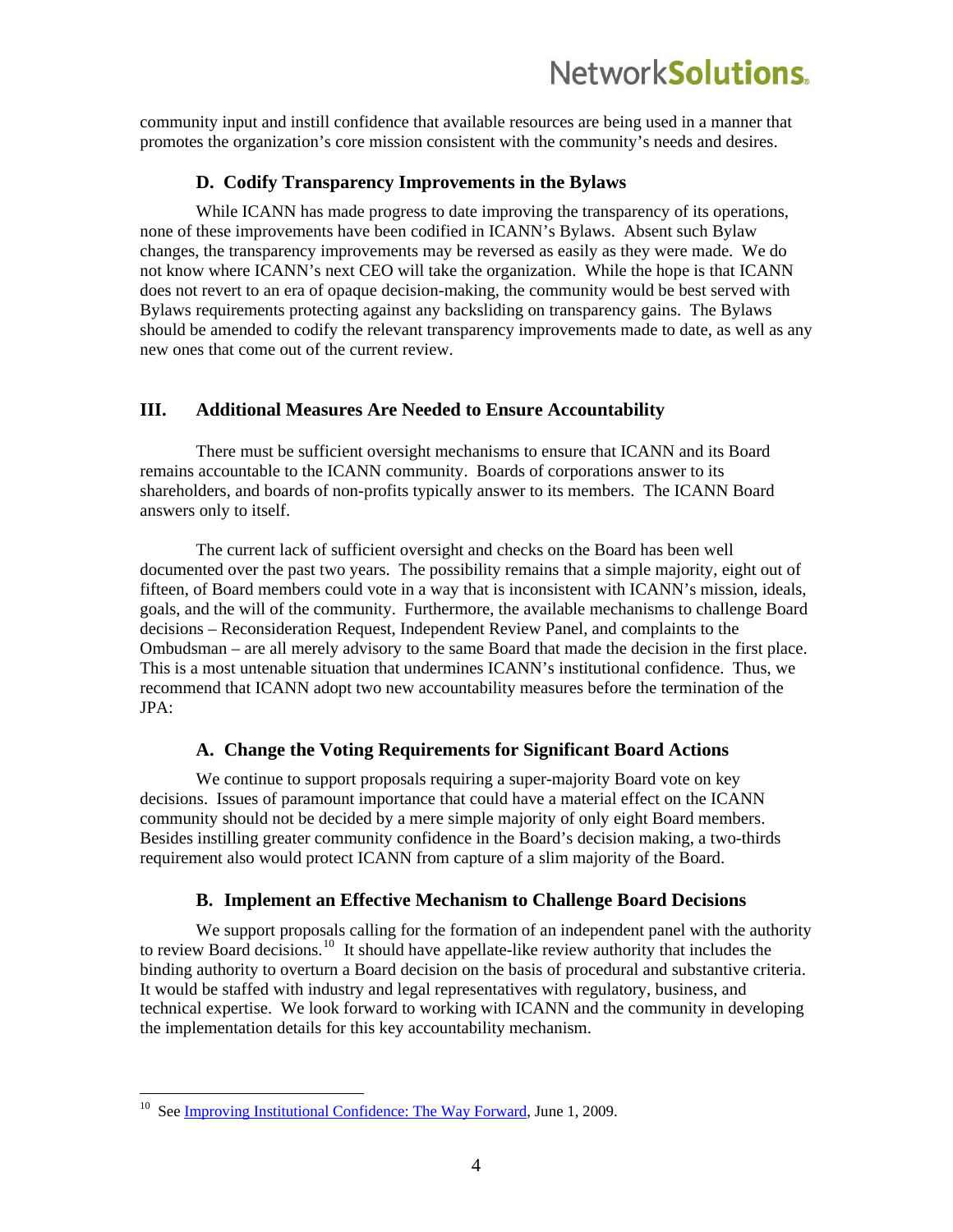community input and instill confidence that available resources are being used in a manner that promotes the organization's core mission consistent with the community's needs and desires.

### D. Codify Transparency Improvements in the Bylaws

While ICANN has made progress to date improving the transparency of its operations, none of these improvements have been codified in ICANN's Bylaws. Absent such Bylaw changes, the transparency improvements may be reversed as easily as they were made. We do not know where ICANN's next CEO will take the organization. While the hope is that ICANN does not revert to an era of opaque decision-making, the community would be best served with Bylaws requirements protecting against any backsliding on transparency gains. The Bylaws should be amended to codify the relevant transparency improvements made to date, as well as any new ones that come out of the current review.

## III. Additional Measures Are Needed to Ensure Accountability

There must be sufficient oversight mechanisms to ensure that ICANN and its Board remains accountable to the ICANN community. Boards of corporations answer to its shareholders, and boards of non-profits typically answer to its members. The ICANN Board answers only to itself.

The current lack of sufficient oversight and checks on the Board has been well documented over the past two years. The possibility remains that a simple majority, eight out of fifteen, of Board members could vote in a way that is inconsistent with ICANN's mission, ideals, goals, and the will of the community. Furthermore, the available mechanisms to challenge Board decisions – Reconsideration Request, Independent Review Panel, and complaints to the Ombudsman – are all merely advisory to the same Board that made the decision in the first place. This is a most untenable situation that undermines ICANN's institutional confidence. Thus, we recommend that ICANN adopt two new accountability measures before the termination of the JPA:

### A. Change the Voting Requirements for Significant Board Actions

We continue to support proposals requiring a super-majority Board vote on key decisions. Issues of paramount importance that could have a material effect on the ICANN community should not be decided by a mere simple majority of only eight Board members. Besides instilling greater community confidence in the Board's decision making, a two-thirds requirement also would protect ICANN from capture of a slim majority of the Board.

### B. Implement an Effective Mechanism to Challenge Board Decisions

We support proposals calling for the formation of an independent panel with the authority to review Board decisions.[10] It should have appellate-like review authority that includes the binding authority to overturn a Board decision on the basis of procedural and substantive criteria. It would be staffed with industry and legal representatives with regulatory, business, and technical expertise. We look forward to working with ICANN and the community in developing the implementation details for this key accountability mechanism.

---

[10] See Improving Institutional Confidence: The Way Forward, June 1, 2009.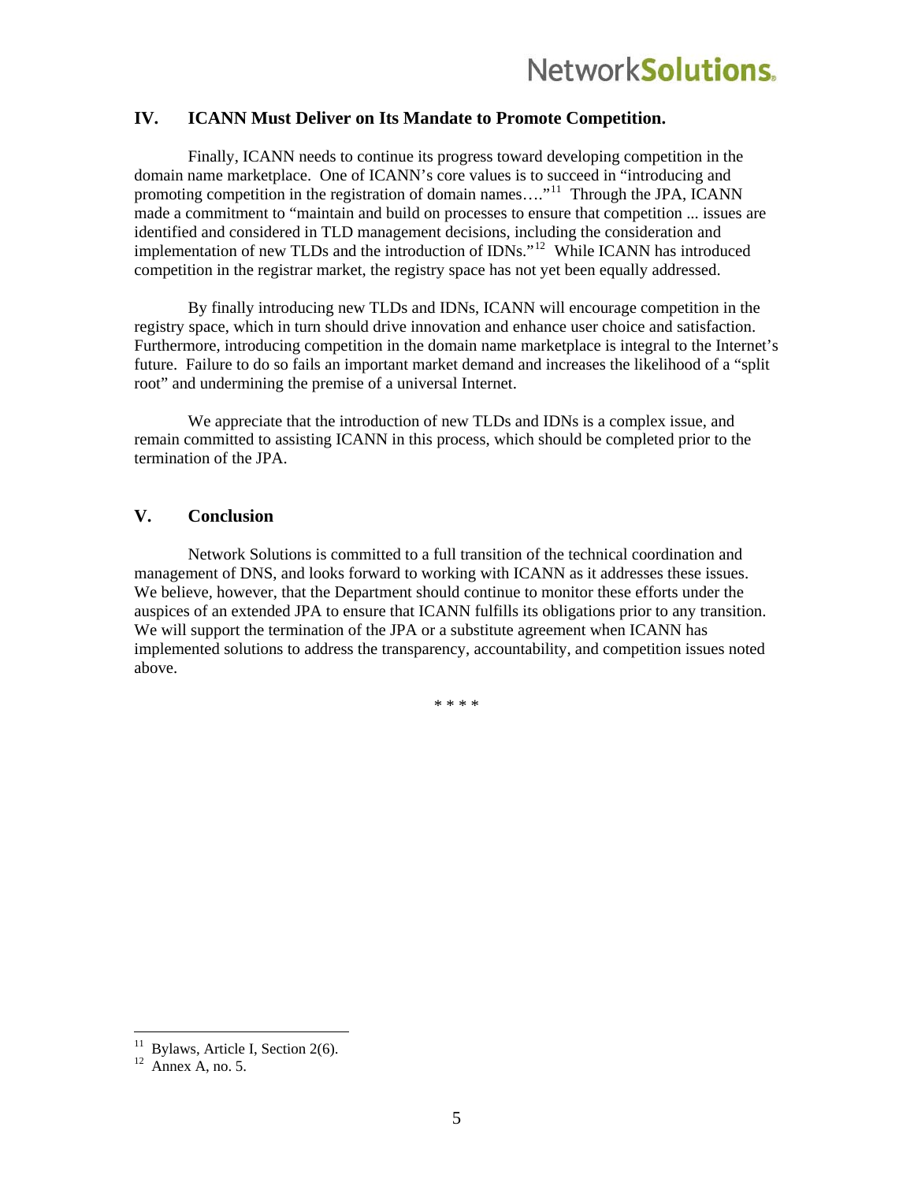## IV. ICANN Must Deliver on Its Mandate to Promote Competition.

Finally, ICANN needs to continue its progress toward developing competition in the domain name marketplace. One of ICANN's core values is to succeed in "introducing and promoting competition in the registration of domain names…."[11] Through the JPA, ICANN made a commitment to "maintain and build on processes to ensure that competition ... issues are identified and considered in TLD management decisions, including the consideration and implementation of new TLDs and the introduction of IDNs."[12] While ICANN has introduced competition in the registrar market, the registry space has not yet been equally addressed.

By finally introducing new TLDs and IDNs, ICANN will encourage competition in the registry space, which in turn should drive innovation and enhance user choice and satisfaction. Furthermore, introducing competition in the domain name marketplace is integral to the Internet's future. Failure to do so fails an important market demand and increases the likelihood of a "split root" and undermining the premise of a universal Internet.

We appreciate that the introduction of new TLDs and IDNs is a complex issue, and remain committed to assisting ICANN in this process, which should be completed prior to the termination of the JPA.

## V. Conclusion

Network Solutions is committed to a full transition of the technical coordination and management of DNS, and looks forward to working with ICANN as it addresses these issues. We believe, however, that the Department should continue to monitor these efforts under the auspices of an extended JPA to ensure that ICANN fulfills its obligations prior to any transition. We will support the termination of the JPA or a substitute agreement when ICANN has implemented solutions to address the transparency, accountability, and competition issues noted above.

\* \* \* \*

[11] Bylaws, Article I, Section 2(6).

[12] Annex A, no. 5.